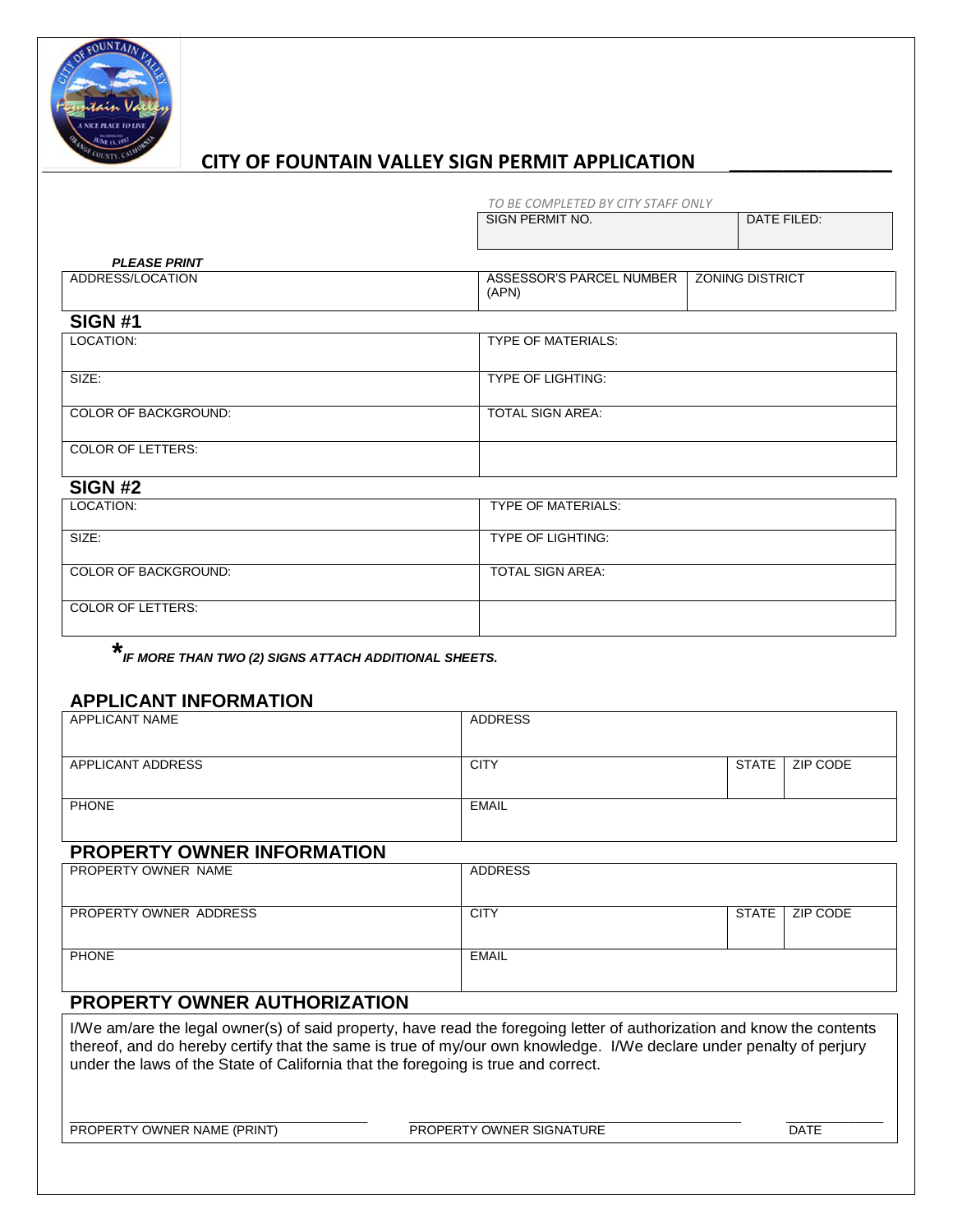# CITY OF FOUNTAIN VALLEY SIGN PERMIT APPLICATION

*TO BE COMPLETED BY CITY STAFF ONLY*

| SIGN PERMIT NO. | DATE FILED: |
|---|---|
| | |

***PLEASE PRINT***

| ADDRESS/LOCATION | ASSESSOR'S PARCEL NUMBER (APN) | ZONING DISTRICT |
|---|---|---|
| | | |

## SIGN #1

| | |
|---|---|
| LOCATION: | TYPE OF MATERIALS: |
| SIZE: | TYPE OF LIGHTING: |
| COLOR OF BACKGROUND: | TOTAL SIGN AREA: |
| COLOR OF LETTERS: | |

## SIGN #2

| | |
|---|---|
| LOCATION: | TYPE OF MATERIALS: |
| SIZE: | TYPE OF LIGHTING: |
| COLOR OF BACKGROUND: | TOTAL SIGN AREA: |
| COLOR OF LETTERS: | |

****IF MORE THAN TWO (2) SIGNS ATTACH ADDITIONAL SHEETS.***

## APPLICANT INFORMATION

| | | | |
|---|---|---|---|
| APPLICANT NAME | ADDRESS | | |
| APPLICANT ADDRESS | CITY | STATE | ZIP CODE |
| PHONE | EMAIL | | |

## PROPERTY OWNER INFORMATION

| | | | |
|---|---|---|---|
| PROPERTY OWNER NAME | ADDRESS | | |
| PROPERTY OWNER ADDRESS | CITY | STATE | ZIP CODE |
| PHONE | EMAIL | | |

## PROPERTY OWNER AUTHORIZATION

I/We am/are the legal owner(s) of said property, have read the foregoing letter of authorization and know the contents thereof, and do hereby certify that the same is true of my/our own knowledge. I/We declare under penalty of perjury under the laws of the State of California that the foregoing is true and correct.

| ______________________ | ______________________ | __________ |
|---|---|---|
| PROPERTY OWNER NAME (PRINT) | PROPERTY OWNER SIGNATURE | DATE |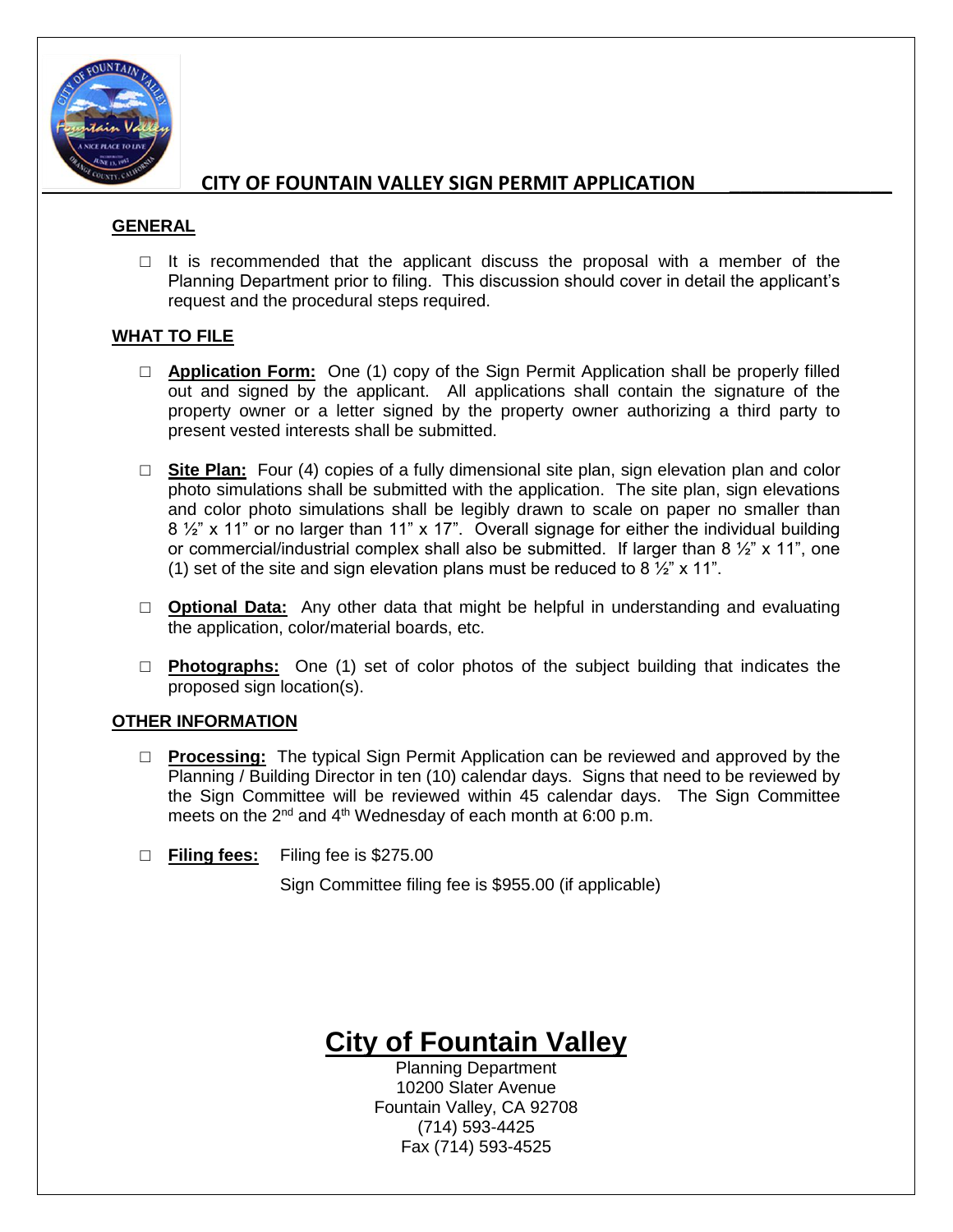# CITY OF FOUNTAIN VALLEY SIGN PERMIT APPLICATION

## GENERAL

- ☐ It is recommended that the applicant discuss the proposal with a member of the Planning Department prior to filing. This discussion should cover in detail the applicant's request and the procedural steps required.

## WHAT TO FILE

- ☐ **Application Form:** One (1) copy of the Sign Permit Application shall be properly filled out and signed by the applicant. All applications shall contain the signature of the property owner or a letter signed by the property owner authorizing a third party to present vested interests shall be submitted.

- ☐ **Site Plan:** Four (4) copies of a fully dimensional site plan, sign elevation plan and color photo simulations shall be submitted with the application. The site plan, sign elevations and color photo simulations shall be legibly drawn to scale on paper no smaller than 8 ½" x 11" or no larger than 11" x 17". Overall signage for either the individual building or commercial/industrial complex shall also be submitted. If larger than 8 ½" x 11", one (1) set of the site and sign elevation plans must be reduced to 8 ½" x 11".

- ☐ **Optional Data:** Any other data that might be helpful in understanding and evaluating the application, color/material boards, etc.

- ☐ **Photographs:** One (1) set of color photos of the subject building that indicates the proposed sign location(s).

## OTHER INFORMATION

- ☐ **Processing:** The typical Sign Permit Application can be reviewed and approved by the Planning / Building Director in ten (10) calendar days. Signs that need to be reviewed by the Sign Committee will be reviewed within 45 calendar days. The Sign Committee meets on the 2nd and 4th Wednesday of each month at 6:00 p.m.

- ☐ **Filing fees:** Filing fee is $275.00

  Sign Committee filing fee is $955.00 (if applicable)

## City of Fountain Valley

Planning Department
10200 Slater Avenue
Fountain Valley, CA 92708
(714) 593-4425
Fax (714) 593-4525